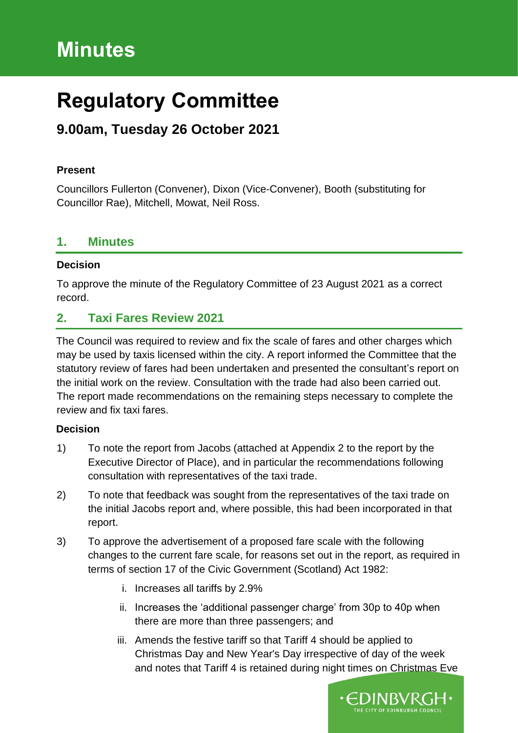# Minutes

# Regulatory Committee

## 9.00am, Tuesday 26 October 2021

**Present**

Councillors Fullerton (Convener), Dixon (Vice-Convener), Booth (substituting for Councillor Rae), Mitchell, Mowat, Neil Ross.

## 1. Minutes

**Decision**

To approve the minute of the Regulatory Committee of 23 August 2021 as a correct record.

## 2. Taxi Fares Review 2021

The Council was required to review and fix the scale of fares and other charges which may be used by taxis licensed within the city. A report informed the Committee that the statutory review of fares had been undertaken and presented the consultant's report on the initial work on the review. Consultation with the trade had also been carried out. The report made recommendations on the remaining steps necessary to complete the review and fix taxi fares.

**Decision**

1) To note the report from Jacobs (attached at Appendix 2 to the report by the Executive Director of Place), and in particular the recommendations following consultation with representatives of the taxi trade.

2) To note that feedback was sought from the representatives of the taxi trade on the initial Jacobs report and, where possible, this had been incorporated in that report.

3) To approve the advertisement of a proposed fare scale with the following changes to the current fare scale, for reasons set out in the report, as required in terms of section 17 of the Civic Government (Scotland) Act 1982:

   i. Increases all tariffs by 2.9%

   ii. Increases the 'additional passenger charge' from 30p to 40p when there are more than three passengers; and

   iii. Amends the festive tariff so that Tariff 4 should be applied to Christmas Day and New Year's Day irrespective of day of the week and notes that Tariff 4 is retained during night times on Christmas Eve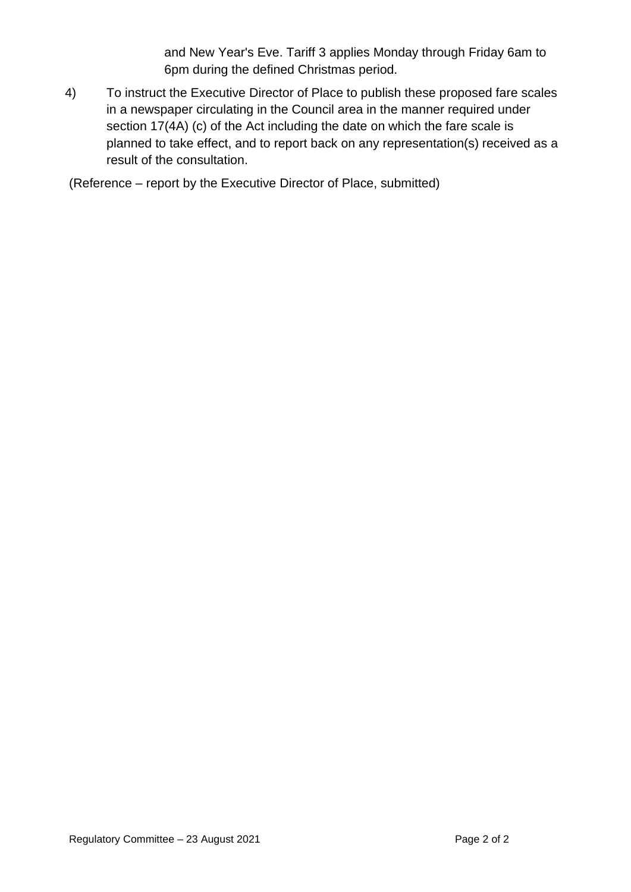and New Year's Eve. Tariff 3 applies Monday through Friday 6am to 6pm during the defined Christmas period.

4) To instruct the Executive Director of Place to publish these proposed fare scales in a newspaper circulating in the Council area in the manner required under section 17(4A) (c) of the Act including the date on which the fare scale is planned to take effect, and to report back on any representation(s) received as a result of the consultation.

(Reference – report by the Executive Director of Place, submitted)